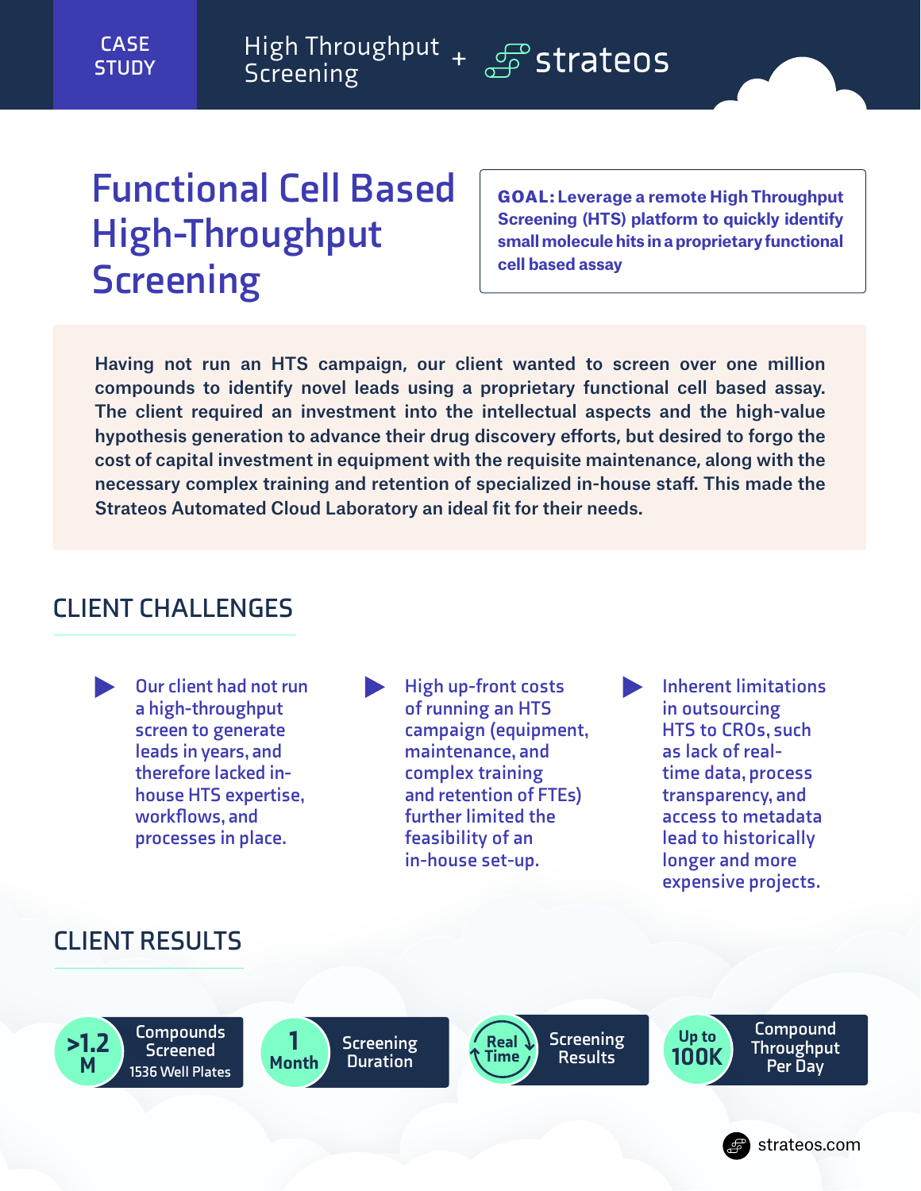CASE STUDY

High Throughput Screening + strateos

# Functional Cell Based High-Throughput Screening

**GOAL: Leverage a remote High Throughput Screening (HTS) platform to quickly identify small molecule hits in a proprietary functional cell based assay**

**Having not run an HTS campaign, our client wanted to screen over one million compounds to identify novel leads using a proprietary functional cell based assay. The client required an investment into the intellectual aspects and the high-value hypothesis generation to advance their drug discovery efforts, but desired to forgo the cost of capital investment in equipment with the requisite maintenance, along with the necessary complex training and retention of specialized in-house staff. This made the Strateos Automated Cloud Laboratory an ideal fit for their needs.**

## CLIENT CHALLENGES

- Our client had not run a high-throughput screen to generate leads in years, and therefore lacked in-house HTS expertise, workflows, and processes in place.
- High up-front costs of running an HTS campaign (equipment, maintenance, and complex training and retention of FTEs) further limited the feasibility of an in-house set-up.
- Inherent limitations in outsourcing HTS to CROs, such as lack of real-time data, process transparency, and access to metadata lead to historically longer and more expensive projects.

## CLIENT RESULTS

- **>1.2 M** Compounds Screened (1536 Well Plates)
- **1 Month** Screening Duration
- **Real Time** Screening Results
- **Up to 100K** Compound Throughput Per Day

strateos.com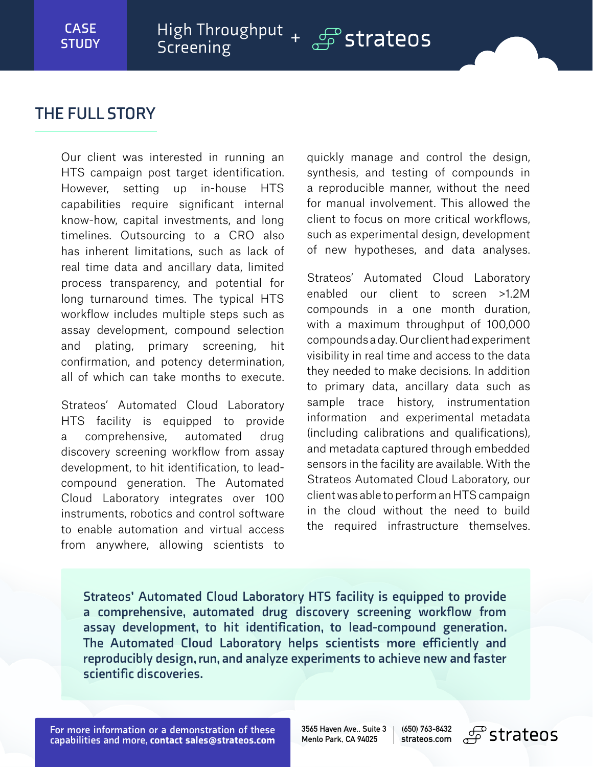# THE FULL STORY

Our client was interested in running an HTS campaign post target identification. However, setting up in-house HTS capabilities require significant internal know-how, capital investments, and long timelines. Outsourcing to a CRO also has inherent limitations, such as lack of real time data and ancillary data, limited process transparency, and potential for long turnaround times. The typical HTS workflow includes multiple steps such as assay development, compound selection and plating, primary screening, hit confirmation, and potency determination, all of which can take months to execute.

Strateos' Automated Cloud Laboratory HTS facility is equipped to provide a comprehensive, automated drug discovery screening workflow from assay development, to hit identification, to lead-compound generation. The Automated Cloud Laboratory integrates over 100 instruments, robotics and control software to enable automation and virtual access from anywhere, allowing scientists to quickly manage and control the design, synthesis, and testing of compounds in a reproducible manner, without the need for manual involvement. This allowed the client to focus on more critical workflows, such as experimental design, development of new hypotheses, and data analyses.

Strateos' Automated Cloud Laboratory enabled our client to screen >1.2M compounds in a one month duration, with a maximum throughput of 100,000 compounds a day. Our client had experiment visibility in real time and access to the data they needed to make decisions. In addition to primary data, ancillary data such as sample trace history, instrumentation information and experimental metadata (including calibrations and qualifications), and metadata captured through embedded sensors in the facility are available. With the Strateos Automated Cloud Laboratory, our client was able to perform an HTS campaign in the cloud without the need to build the required infrastructure themselves.

**Strateos' Automated Cloud Laboratory HTS facility is equipped to provide a comprehensive, automated drug discovery screening workflow from assay development, to hit identification, to lead-compound generation. The Automated Cloud Laboratory helps scientists more efficiently and reproducibly design, run, and analyze experiments to achieve new and faster scientific discoveries.**

For more information or a demonstration of these capabilities and more, **contact sales@strateos.com**

3565 Haven Ave., Suite 3
Menlo Park, CA 94025

(650) 763-8432
strateos.com